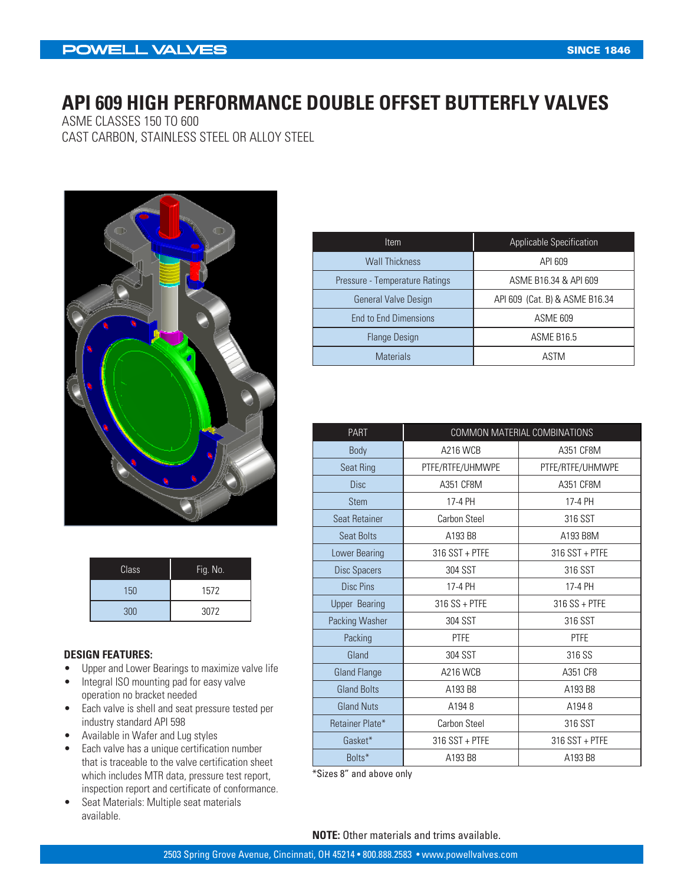POWELL VALVES — SINCE 1846

# API 609 HIGH PERFORMANCE DOUBLE OFFSET BUTTERFLY VALVES

ASME CLASSES 150 TO 600
CAST CARBON, STAINLESS STEEL OR ALLOY STEEL

| Item | Applicable Specification |
|---|---|
| Wall Thickness | API 609 |
| Pressure - Temperature Ratings | ASME B16.34 & API 609 |
| General Valve Design | API 609 (Cat. B) & ASME B16.34 |
| End to End Dimensions | ASME 609 |
| Flange Design | ASME B16.5 |
| Materials | ASTM |

| Class | Fig. No. |
|---|---|
| 150 | 1572 |
| 300 | 3072 |

| PART | COMMON MATERIAL COMBINATIONS | |
|---|---|---|
| Body | A216 WCB | A351 CF8M |
| Seat Ring | PTFE/RTFE/UHMWPE | PTFE/RTFE/UHMWPE |
| Disc | A351 CF8M | A351 CF8M |
| Stem | 17-4 PH | 17-4 PH |
| Seat Retainer | Carbon Steel | 316 SST |
| Seat Bolts | A193 B8 | A193 B8M |
| Lower Bearing | 316 SST + PTFE | 316 SST + PTFE |
| Disc Spacers | 304 SST | 316 SST |
| Disc Pins | 17-4 PH | 17-4 PH |
| Upper Bearing | 316 SS + PTFE | 316 SS + PTFE |
| Packing Washer | 304 SST | 316 SST |
| Packing | PTFE | PTFE |
| Gland | 304 SST | 316 SS |
| Gland Flange | A216 WCB | A351 CF8 |
| Gland Bolts | A193 B8 | A193 B8 |
| Gland Nuts | A194 8 | A194 8 |
| Retainer Plate* | Carbon Steel | 316 SST |
| Gasket* | 316 SST + PTFE | 316 SST + PTFE |
| Bolts* | A193 B8 | A193 B8 |

*Sizes 8" and above only

**DESIGN FEATURES:**

- Upper and Lower Bearings to maximize valve life
- Integral ISO mounting pad for easy valve operation no bracket needed
- Each valve is shell and seat pressure tested per industry standard API 598
- Available in Wafer and Lug styles
- Each valve has a unique certification number that is traceable to the valve certification sheet which includes MTR data, pressure test report, inspection report and certificate of conformance.
- Seat Materials: Multiple seat materials available.

**NOTE:** Other materials and trims available.

2503 Spring Grove Avenue, Cincinnati, OH 45214 • 800.888.2583 • www.powellvalves.com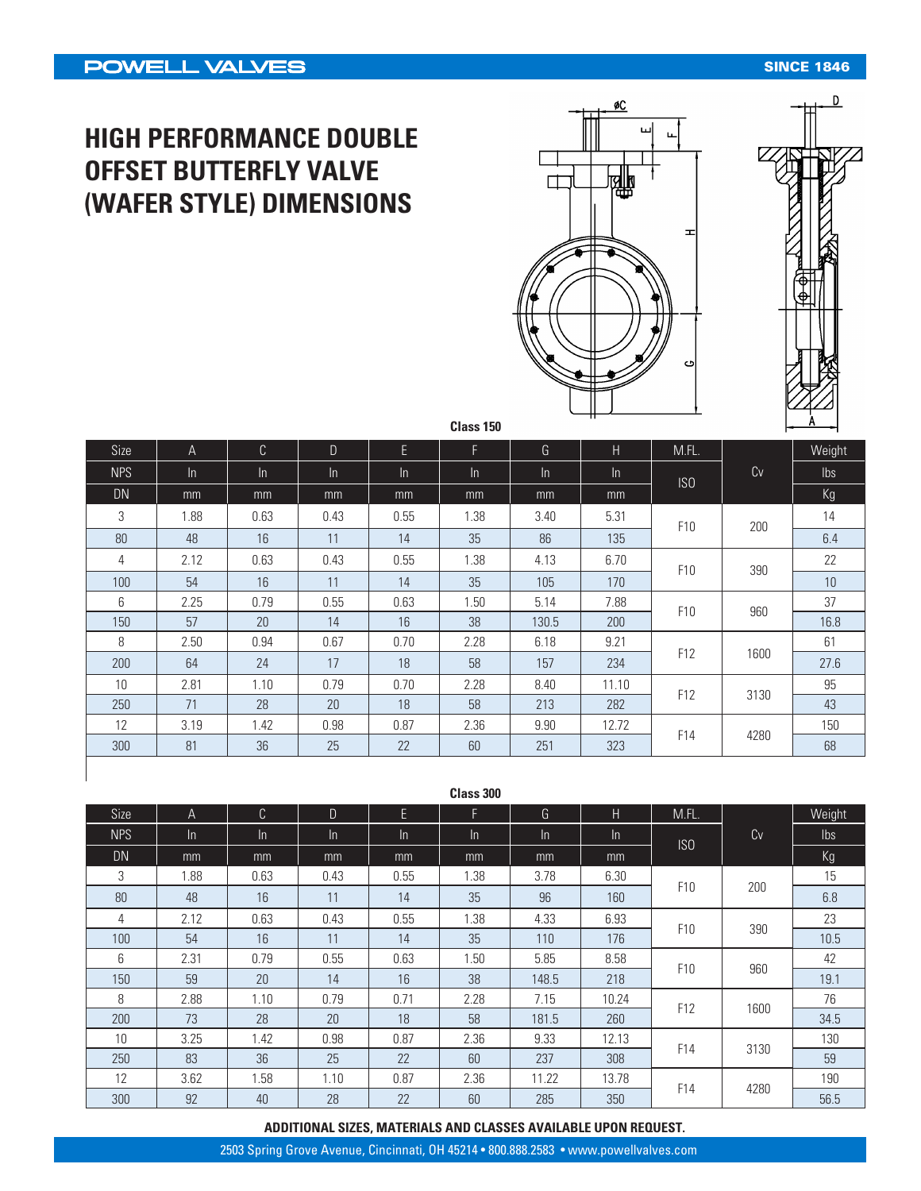# HIGH PERFORMANCE DOUBLE OFFSET BUTTERFLY VALVE (WAFER STYLE) DIMENSIONS

**Class 150**

| Size | A | C | D | E | F | G | H | M.FL. | Cv | Weight |
|---|---|---|---|---|---|---|---|---|---|---|
| NPS | In | In | In | In | In | In | In | ISO | | lbs |
| DN | mm | mm | mm | mm | mm | mm | mm | | | Kg |
| 3 | 1.88 | 0.63 | 0.43 | 0.55 | 1.38 | 3.40 | 5.31 | F10 | 200 | 14 |
| 80 | 48 | 16 | 11 | 14 | 35 | 86 | 135 | | | 6.4 |
| 4 | 2.12 | 0.63 | 0.43 | 0.55 | 1.38 | 4.13 | 6.70 | F10 | 390 | 22 |
| 100 | 54 | 16 | 11 | 14 | 35 | 105 | 170 | | | 10 |
| 6 | 2.25 | 0.79 | 0.55 | 0.63 | 1.50 | 5.14 | 7.88 | F10 | 960 | 37 |
| 150 | 57 | 20 | 14 | 16 | 38 | 130.5 | 200 | | | 16.8 |
| 8 | 2.50 | 0.94 | 0.67 | 0.70 | 2.28 | 6.18 | 9.21 | F12 | 1600 | 61 |
| 200 | 64 | 24 | 17 | 18 | 58 | 157 | 234 | | | 27.6 |
| 10 | 2.81 | 1.10 | 0.79 | 0.70 | 2.28 | 8.40 | 11.10 | F12 | 3130 | 95 |
| 250 | 71 | 28 | 20 | 18 | 58 | 213 | 282 | | | 43 |
| 12 | 3.19 | 1.42 | 0.98 | 0.87 | 2.36 | 9.90 | 12.72 | F14 | 4280 | 150 |
| 300 | 81 | 36 | 25 | 22 | 60 | 251 | 323 | | | 68 |

**Class 300**

| Size | A | C | D | E | F | G | H | M.FL. | Cv | Weight |
|---|---|---|---|---|---|---|---|---|---|---|
| NPS | In | In | In | In | In | In | In | ISO | | lbs |
| DN | mm | mm | mm | mm | mm | mm | mm | | | Kg |
| 3 | 1.88 | 0.63 | 0.43 | 0.55 | 1.38 | 3.78 | 6.30 | F10 | 200 | 15 |
| 80 | 48 | 16 | 11 | 14 | 35 | 96 | 160 | | | 6.8 |
| 4 | 2.12 | 0.63 | 0.43 | 0.55 | 1.38 | 4.33 | 6.93 | F10 | 390 | 23 |
| 100 | 54 | 16 | 11 | 14 | 35 | 110 | 176 | | | 10.5 |
| 6 | 2.31 | 0.79 | 0.55 | 0.63 | 1.50 | 5.85 | 8.58 | F10 | 960 | 42 |
| 150 | 59 | 20 | 14 | 16 | 38 | 148.5 | 218 | | | 19.1 |
| 8 | 2.88 | 1.10 | 0.79 | 0.71 | 2.28 | 7.15 | 10.24 | F12 | 1600 | 76 |
| 200 | 73 | 28 | 20 | 18 | 58 | 181.5 | 260 | | | 34.5 |
| 10 | 3.25 | 1.42 | 0.98 | 0.87 | 2.36 | 9.33 | 12.13 | F14 | 3130 | 130 |
| 250 | 83 | 36 | 25 | 22 | 60 | 237 | 308 | | | 59 |
| 12 | 3.62 | 1.58 | 1.10 | 0.87 | 2.36 | 11.22 | 13.78 | F14 | 4280 | 190 |
| 300 | 92 | 40 | 28 | 22 | 60 | 285 | 350 | | | 56.5 |

**ADDITIONAL SIZES, MATERIALS AND CLASSES AVAILABLE UPON REQUEST.**

2503 Spring Grove Avenue, Cincinnati, OH 45214 • 800.888.2583 • www.powellvalves.com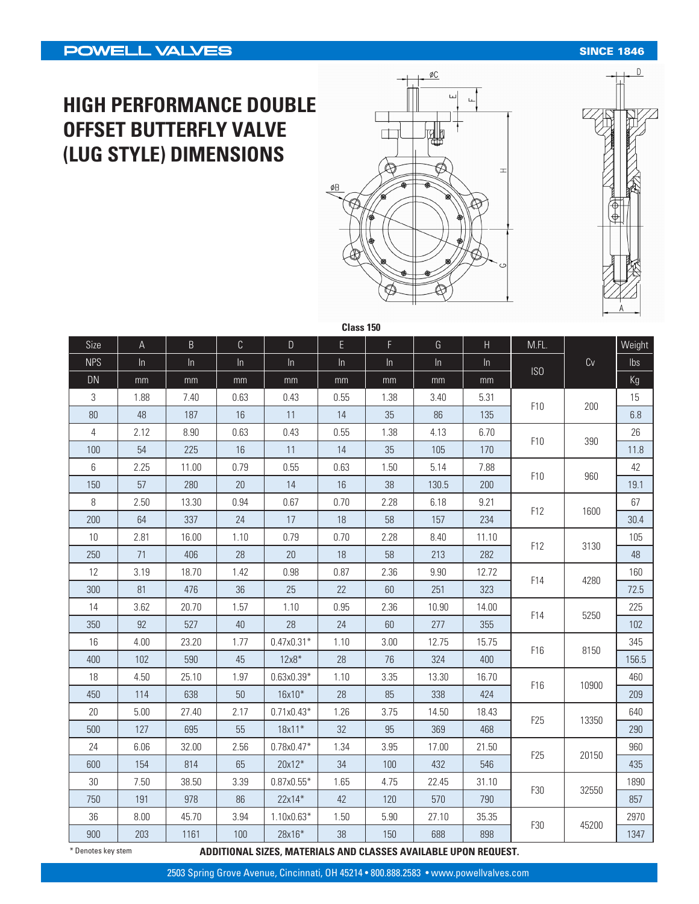# HIGH PERFORMANCE DOUBLE OFFSET BUTTERFLY VALVE (LUG STYLE) DIMENSIONS

**Class 150**

| Size | A | B | C | D | E | F | G | H | M.FL. | Cv | Weight |
|---|---|---|---|---|---|---|---|---|---|---|---|
| NPS | In | In | In | In | In | In | In | In | ISO | | lbs |
| DN | mm | mm | mm | mm | mm | mm | mm | mm | | | Kg |
| 3 | 1.88 | 7.40 | 0.63 | 0.43 | 0.55 | 1.38 | 3.40 | 5.31 | F10 | 200 | 15 |
| 80 | 48 | 187 | 16 | 11 | 14 | 35 | 86 | 135 | | | 6.8 |
| 4 | 2.12 | 8.90 | 0.63 | 0.43 | 0.55 | 1.38 | 4.13 | 6.70 | F10 | 390 | 26 |
| 100 | 54 | 225 | 16 | 11 | 14 | 35 | 105 | 170 | | | 11.8 |
| 6 | 2.25 | 11.00 | 0.79 | 0.55 | 0.63 | 1.50 | 5.14 | 7.88 | F10 | 960 | 42 |
| 150 | 57 | 280 | 20 | 14 | 16 | 38 | 130.5 | 200 | | | 19.1 |
| 8 | 2.50 | 13.30 | 0.94 | 0.67 | 0.70 | 2.28 | 6.18 | 9.21 | F12 | 1600 | 67 |
| 200 | 64 | 337 | 24 | 17 | 18 | 58 | 157 | 234 | | | 30.4 |
| 10 | 2.81 | 16.00 | 1.10 | 0.79 | 0.70 | 2.28 | 8.40 | 11.10 | F12 | 3130 | 105 |
| 250 | 71 | 406 | 28 | 20 | 18 | 58 | 213 | 282 | | | 48 |
| 12 | 3.19 | 18.70 | 1.42 | 0.98 | 0.87 | 2.36 | 9.90 | 12.72 | F14 | 4280 | 160 |
| 300 | 81 | 476 | 36 | 25 | 22 | 60 | 251 | 323 | | | 72.5 |
| 14 | 3.62 | 20.70 | 1.57 | 1.10 | 0.95 | 2.36 | 10.90 | 14.00 | F14 | 5250 | 225 |
| 350 | 92 | 527 | 40 | 28 | 24 | 60 | 277 | 355 | | | 102 |
| 16 | 4.00 | 23.20 | 1.77 | 0.47x0.31* | 1.10 | 3.00 | 12.75 | 15.75 | F16 | 8150 | 345 |
| 400 | 102 | 590 | 45 | 12x8* | 28 | 76 | 324 | 400 | | | 156.5 |
| 18 | 4.50 | 25.10 | 1.97 | 0.63x0.39* | 1.10 | 3.35 | 13.30 | 16.70 | F16 | 10900 | 460 |
| 450 | 114 | 638 | 50 | 16x10* | 28 | 85 | 338 | 424 | | | 209 |
| 20 | 5.00 | 27.40 | 2.17 | 0.71x0.43* | 1.26 | 3.75 | 14.50 | 18.43 | F25 | 13350 | 640 |
| 500 | 127 | 695 | 55 | 18x11* | 32 | 95 | 369 | 468 | | | 290 |
| 24 | 6.06 | 32.00 | 2.56 | 0.78x0.47* | 1.34 | 3.95 | 17.00 | 21.50 | F25 | 20150 | 960 |
| 600 | 154 | 814 | 65 | 20x12* | 34 | 100 | 432 | 546 | | | 435 |
| 30 | 7.50 | 38.50 | 3.39 | 0.87x0.55* | 1.65 | 4.75 | 22.45 | 31.10 | F30 | 32550 | 1890 |
| 750 | 191 | 978 | 86 | 22x14* | 42 | 120 | 570 | 790 | | | 857 |
| 36 | 8.00 | 45.70 | 3.94 | 1.10x0.63* | 1.50 | 5.90 | 27.10 | 35.35 | F30 | 45200 | 2970 |
| 900 | 203 | 1161 | 100 | 28x16* | 38 | 150 | 688 | 898 | | | 1347 |

* Denotes key stem

**ADDITIONAL SIZES, MATERIALS AND CLASSES AVAILABLE UPON REQUEST.**

2503 Spring Grove Avenue, Cincinnati, OH 45214 • 800.888.2583 • www.powellvalves.com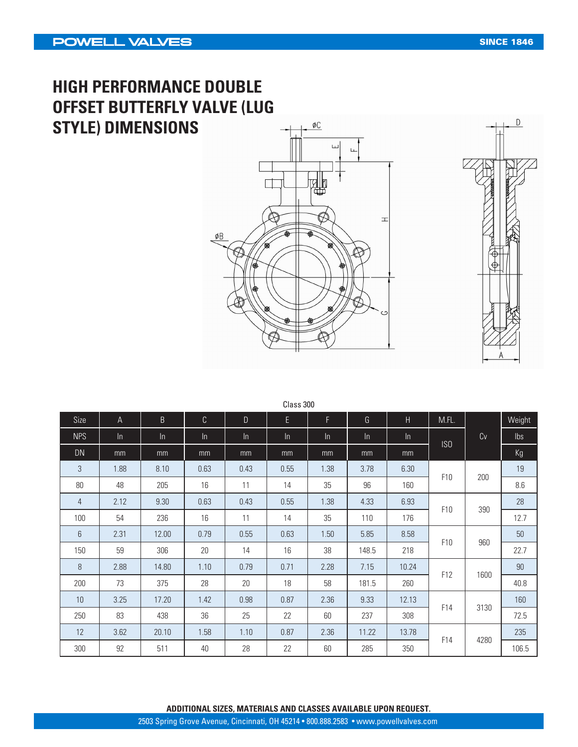# HIGH PERFORMANCE DOUBLE OFFSET BUTTERFLY VALVE (LUG STYLE) DIMENSIONS

øC
E
F
H
øB
G
D
A

Class 300

| Size | A | B | C | D | E | F | G | H | M.FL. | Cv | Weight |
|---|---|---|---|---|---|---|---|---|---|---|---|
| NPS | In | In | In | In | In | In | In | In | ISO | | lbs |
| DN | mm | mm | mm | mm | mm | mm | mm | mm | | | Kg |
| 3 | 1.88 | 8.10 | 0.63 | 0.43 | 0.55 | 1.38 | 3.78 | 6.30 | F10 | 200 | 19 |
| 80 | 48 | 205 | 16 | 11 | 14 | 35 | 96 | 160 | | | 8.6 |
| 4 | 2.12 | 9.30 | 0.63 | 0.43 | 0.55 | 1.38 | 4.33 | 6.93 | F10 | 390 | 28 |
| 100 | 54 | 236 | 16 | 11 | 14 | 35 | 110 | 176 | | | 12.7 |
| 6 | 2.31 | 12.00 | 0.79 | 0.55 | 0.63 | 1.50 | 5.85 | 8.58 | F10 | 960 | 50 |
| 150 | 59 | 306 | 20 | 14 | 16 | 38 | 148.5 | 218 | | | 22.7 |
| 8 | 2.88 | 14.80 | 1.10 | 0.79 | 0.71 | 2.28 | 7.15 | 10.24 | F12 | 1600 | 90 |
| 200 | 73 | 375 | 28 | 20 | 18 | 58 | 181.5 | 260 | | | 40.8 |
| 10 | 3.25 | 17.20 | 1.42 | 0.98 | 0.87 | 2.36 | 9.33 | 12.13 | F14 | 3130 | 160 |
| 250 | 83 | 438 | 36 | 25 | 22 | 60 | 237 | 308 | | | 72.5 |
| 12 | 3.62 | 20.10 | 1.58 | 1.10 | 0.87 | 2.36 | 11.22 | 13.78 | F14 | 4280 | 235 |
| 300 | 92 | 511 | 40 | 28 | 22 | 60 | 285 | 350 | | | 106.5 |

**ADDITIONAL SIZES, MATERIALS AND CLASSES AVAILABLE UPON REQUEST.**